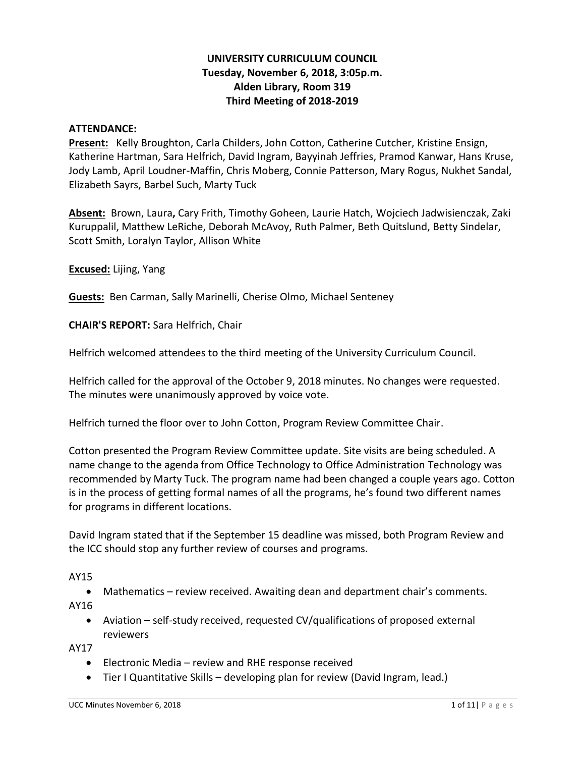**UNIVERSITY CURRICULUM COUNCIL**
**Tuesday, November 6, 2018, 3:05p.m.**
**Alden Library, Room 319**
**Third Meeting of 2018-2019**

**ATTENDANCE:**

**Present:** Kelly Broughton, Carla Childers, John Cotton, Catherine Cutcher, Kristine Ensign, Katherine Hartman, Sara Helfrich, David Ingram, Bayyinah Jeffries, Pramod Kanwar, Hans Kruse, Jody Lamb, April Loudner-Maffin, Chris Moberg, Connie Patterson, Mary Rogus, Nukhet Sandal, Elizabeth Sayrs, Barbel Such, Marty Tuck

**Absent:** Brown, Laura**,** Cary Frith, Timothy Goheen, Laurie Hatch, Wojciech Jadwisienczak, Zaki Kuruppalil, Matthew LeRiche, Deborah McAvoy, Ruth Palmer, Beth Quitslund, Betty Sindelar, Scott Smith, Loralyn Taylor, Allison White

**Excused:** Lijing, Yang

**Guests:** Ben Carman, Sally Marinelli, Cherise Olmo, Michael Senteney

**CHAIR'S REPORT:** Sara Helfrich, Chair

Helfrich welcomed attendees to the third meeting of the University Curriculum Council.

Helfrich called for the approval of the October 9, 2018 minutes. No changes were requested. The minutes were unanimously approved by voice vote.

Helfrich turned the floor over to John Cotton, Program Review Committee Chair.

Cotton presented the Program Review Committee update. Site visits are being scheduled. A name change to the agenda from Office Technology to Office Administration Technology was recommended by Marty Tuck. The program name had been changed a couple years ago. Cotton is in the process of getting formal names of all the programs, he's found two different names for programs in different locations.

David Ingram stated that if the September 15 deadline was missed, both Program Review and the ICC should stop any further review of courses and programs.

AY15

- Mathematics – review received. Awaiting dean and department chair's comments.

AY16

- Aviation – self-study received, requested CV/qualifications of proposed external reviewers

AY17

- Electronic Media – review and RHE response received
- Tier I Quantitative Skills – developing plan for review (David Ingram, lead.)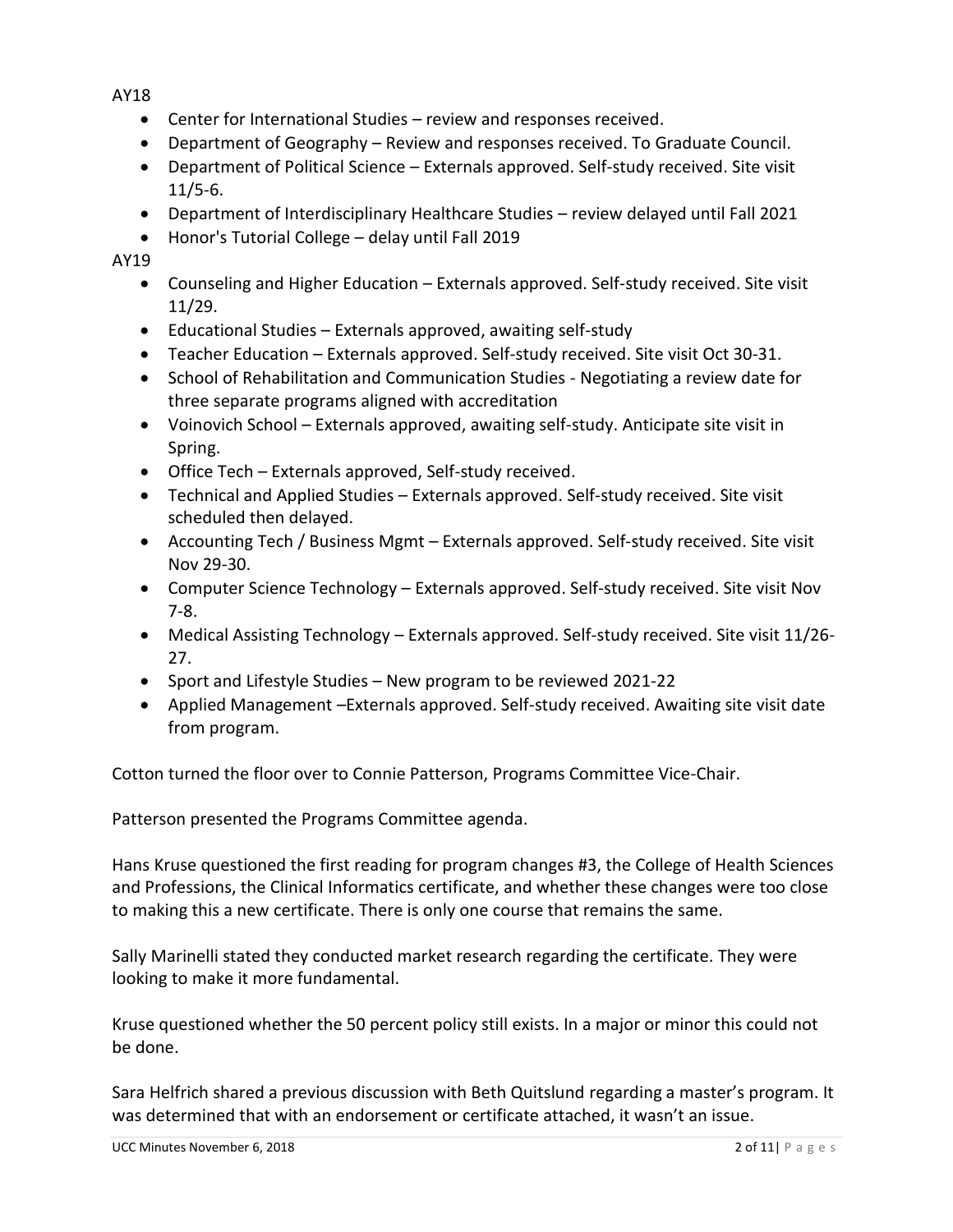AY18

- Center for International Studies – review and responses received.
- Department of Geography – Review and responses received. To Graduate Council.
- Department of Political Science – Externals approved. Self-study received. Site visit 11/5-6.
- Department of Interdisciplinary Healthcare Studies – review delayed until Fall 2021
- Honor's Tutorial College – delay until Fall 2019

AY19

- Counseling and Higher Education – Externals approved. Self-study received. Site visit 11/29.
- Educational Studies – Externals approved, awaiting self-study
- Teacher Education – Externals approved. Self-study received. Site visit Oct 30-31.
- School of Rehabilitation and Communication Studies - Negotiating a review date for three separate programs aligned with accreditation
- Voinovich School – Externals approved, awaiting self-study. Anticipate site visit in Spring.
- Office Tech – Externals approved, Self-study received.
- Technical and Applied Studies – Externals approved. Self-study received. Site visit scheduled then delayed.
- Accounting Tech / Business Mgmt – Externals approved. Self-study received. Site visit Nov 29-30.
- Computer Science Technology – Externals approved. Self-study received. Site visit Nov 7-8.
- Medical Assisting Technology – Externals approved. Self-study received. Site visit 11/26-27.
- Sport and Lifestyle Studies – New program to be reviewed 2021-22
- Applied Management –Externals approved. Self-study received. Awaiting site visit date from program.

Cotton turned the floor over to Connie Patterson, Programs Committee Vice-Chair.

Patterson presented the Programs Committee agenda.

Hans Kruse questioned the first reading for program changes #3, the College of Health Sciences and Professions, the Clinical Informatics certificate, and whether these changes were too close to making this a new certificate. There is only one course that remains the same.

Sally Marinelli stated they conducted market research regarding the certificate. They were looking to make it more fundamental.

Kruse questioned whether the 50 percent policy still exists. In a major or minor this could not be done.

Sara Helfrich shared a previous discussion with Beth Quitslund regarding a master's program. It was determined that with an endorsement or certificate attached, it wasn't an issue.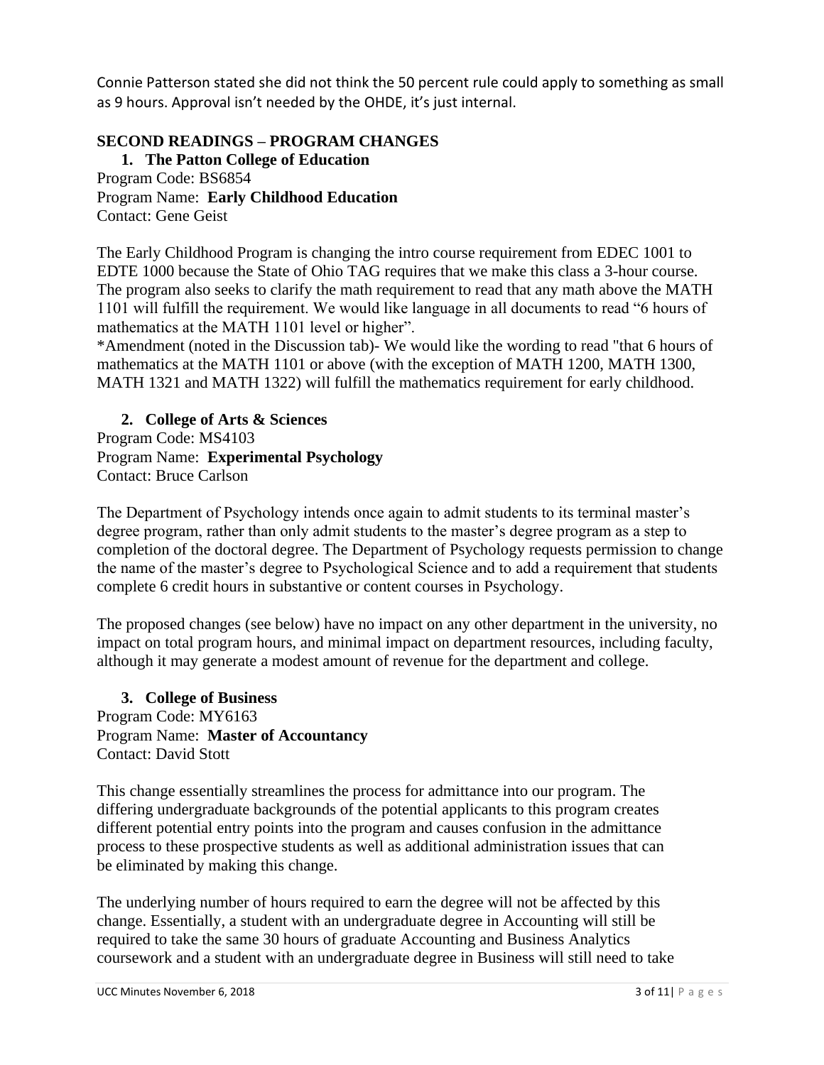Connie Patterson stated she did not think the 50 percent rule could apply to something as small as 9 hours. Approval isn't needed by the OHDE, it's just internal.

## SECOND READINGS – PROGRAM CHANGES

### 1. The Patton College of Education

Program Code: BS6854
Program Name: **Early Childhood Education**
Contact: Gene Geist

The Early Childhood Program is changing the intro course requirement from EDEC 1001 to EDTE 1000 because the State of Ohio TAG requires that we make this class a 3-hour course. The program also seeks to clarify the math requirement to read that any math above the MATH 1101 will fulfill the requirement. We would like language in all documents to read "6 hours of mathematics at the MATH 1101 level or higher".
*Amendment (noted in the Discussion tab)- We would like the wording to read "that 6 hours of mathematics at the MATH 1101 or above (with the exception of MATH 1200, MATH 1300, MATH 1321 and MATH 1322) will fulfill the mathematics requirement for early childhood.

### 2. College of Arts & Sciences

Program Code: MS4103
Program Name: **Experimental Psychology**
Contact: Bruce Carlson

The Department of Psychology intends once again to admit students to its terminal master's degree program, rather than only admit students to the master's degree program as a step to completion of the doctoral degree. The Department of Psychology requests permission to change the name of the master's degree to Psychological Science and to add a requirement that students complete 6 credit hours in substantive or content courses in Psychology.

The proposed changes (see below) have no impact on any other department in the university, no impact on total program hours, and minimal impact on department resources, including faculty, although it may generate a modest amount of revenue for the department and college.

### 3. College of Business

Program Code: MY6163
Program Name: **Master of Accountancy**
Contact: David Stott

This change essentially streamlines the process for admittance into our program. The differing undergraduate backgrounds of the potential applicants to this program creates different potential entry points into the program and causes confusion in the admittance process to these prospective students as well as additional administration issues that can be eliminated by making this change.

The underlying number of hours required to earn the degree will not be affected by this change. Essentially, a student with an undergraduate degree in Accounting will still be required to take the same 30 hours of graduate Accounting and Business Analytics coursework and a student with an undergraduate degree in Business will still need to take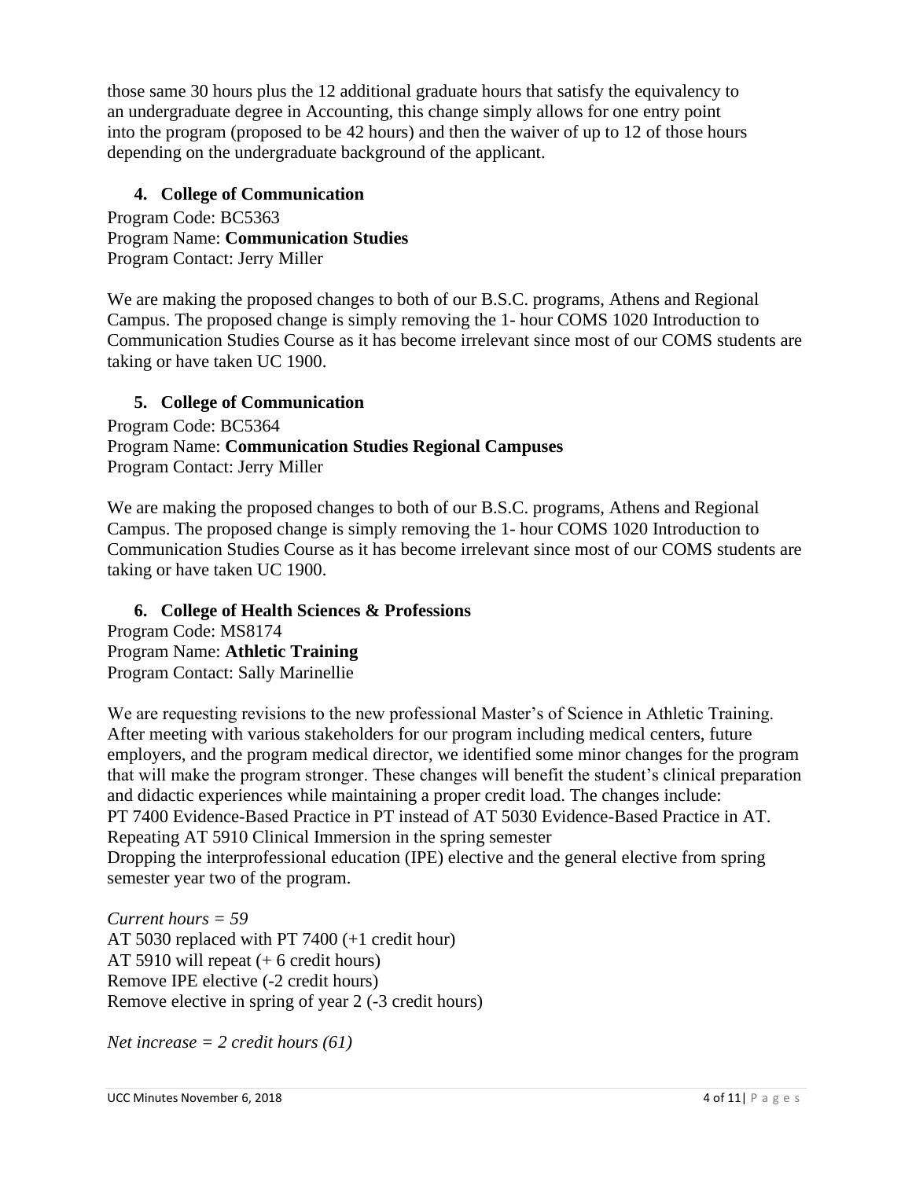those same 30 hours plus the 12 additional graduate hours that satisfy the equivalency to an undergraduate degree in Accounting, this change simply allows for one entry point into the program (proposed to be 42 hours) and then the waiver of up to 12 of those hours depending on the undergraduate background of the applicant.

4. **College of Communication**

Program Code: BC5363
Program Name: **Communication Studies**
Program Contact: Jerry Miller

We are making the proposed changes to both of our B.S.C. programs, Athens and Regional Campus. The proposed change is simply removing the 1- hour COMS 1020 Introduction to Communication Studies Course as it has become irrelevant since most of our COMS students are taking or have taken UC 1900.

5. **College of Communication**

Program Code: BC5364
Program Name: **Communication Studies Regional Campuses**
Program Contact: Jerry Miller

We are making the proposed changes to both of our B.S.C. programs, Athens and Regional Campus. The proposed change is simply removing the 1- hour COMS 1020 Introduction to Communication Studies Course as it has become irrelevant since most of our COMS students are taking or have taken UC 1900.

6. **College of Health Sciences & Professions**

Program Code: MS8174
Program Name: **Athletic Training**
Program Contact: Sally Marinellie

We are requesting revisions to the new professional Master's of Science in Athletic Training. After meeting with various stakeholders for our program including medical centers, future employers, and the program medical director, we identified some minor changes for the program that will make the program stronger. These changes will benefit the student's clinical preparation and didactic experiences while maintaining a proper credit load. The changes include:
PT 7400 Evidence-Based Practice in PT instead of AT 5030 Evidence-Based Practice in AT.
Repeating AT 5910 Clinical Immersion in the spring semester
Dropping the interprofessional education (IPE) elective and the general elective from spring semester year two of the program.

*Current hours = 59*
AT 5030 replaced with PT 7400 (+1 credit hour)
AT 5910 will repeat (+ 6 credit hours)
Remove IPE elective (-2 credit hours)
Remove elective in spring of year 2 (-3 credit hours)

*Net increase = 2 credit hours (61)*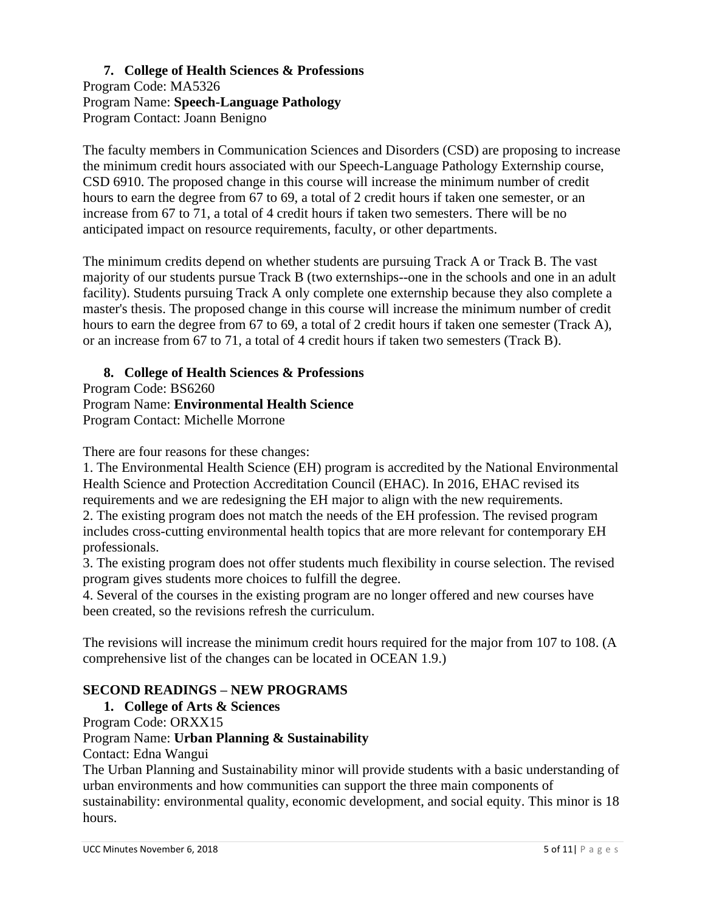7. **College of Health Sciences & Professions**

Program Code: MA5326
Program Name: **Speech-Language Pathology**
Program Contact: Joann Benigno

The faculty members in Communication Sciences and Disorders (CSD) are proposing to increase the minimum credit hours associated with our Speech-Language Pathology Externship course, CSD 6910. The proposed change in this course will increase the minimum number of credit hours to earn the degree from 67 to 69, a total of 2 credit hours if taken one semester, or an increase from 67 to 71, a total of 4 credit hours if taken two semesters. There will be no anticipated impact on resource requirements, faculty, or other departments.

The minimum credits depend on whether students are pursuing Track A or Track B. The vast majority of our students pursue Track B (two externships--one in the schools and one in an adult facility). Students pursuing Track A only complete one externship because they also complete a master's thesis. The proposed change in this course will increase the minimum number of credit hours to earn the degree from 67 to 69, a total of 2 credit hours if taken one semester (Track A), or an increase from 67 to 71, a total of 4 credit hours if taken two semesters (Track B).

8. **College of Health Sciences & Professions**

Program Code: BS6260
Program Name: **Environmental Health Science**
Program Contact: Michelle Morrone

There are four reasons for these changes:
1. The Environmental Health Science (EH) program is accredited by the National Environmental Health Science and Protection Accreditation Council (EHAC). In 2016, EHAC revised its requirements and we are redesigning the EH major to align with the new requirements.
2. The existing program does not match the needs of the EH profession. The revised program includes cross-cutting environmental health topics that are more relevant for contemporary EH professionals.
3. The existing program does not offer students much flexibility in course selection. The revised program gives students more choices to fulfill the degree.
4. Several of the courses in the existing program are no longer offered and new courses have been created, so the revisions refresh the curriculum.

The revisions will increase the minimum credit hours required for the major from 107 to 108. (A comprehensive list of the changes can be located in OCEAN 1.9.)

## SECOND READINGS – NEW PROGRAMS

1. **College of Arts & Sciences**

Program Code: ORXX15
Program Name: **Urban Planning & Sustainability**
Contact: Edna Wangui
The Urban Planning and Sustainability minor will provide students with a basic understanding of urban environments and how communities can support the three main components of sustainability: environmental quality, economic development, and social equity. This minor is 18 hours.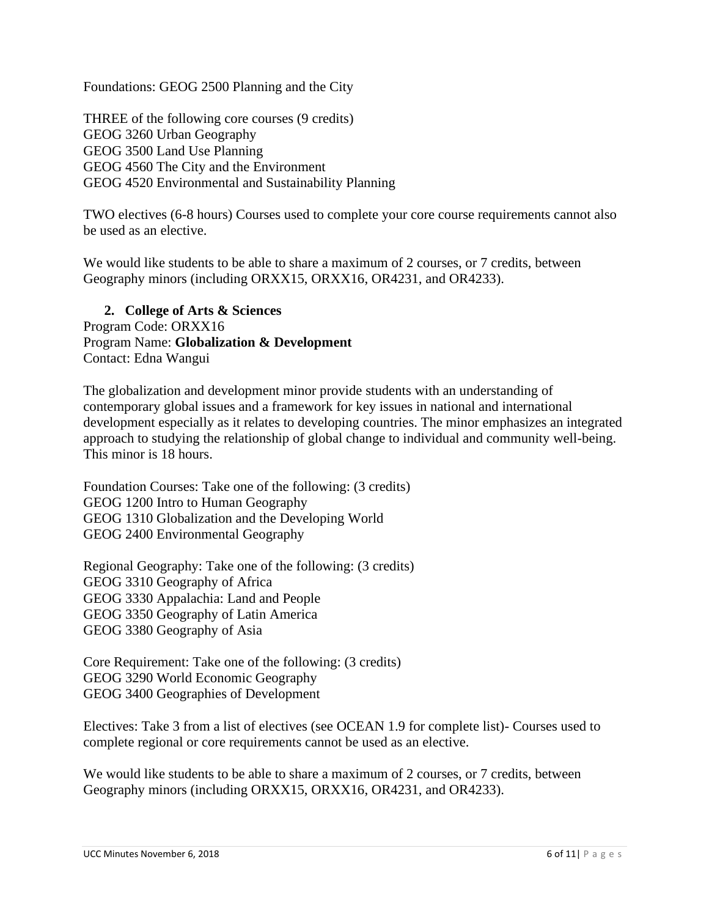Foundations: GEOG 2500 Planning and the City

THREE of the following core courses (9 credits)
GEOG 3260 Urban Geography
GEOG 3500 Land Use Planning
GEOG 4560 The City and the Environment
GEOG 4520 Environmental and Sustainability Planning

TWO electives (6-8 hours) Courses used to complete your core course requirements cannot also be used as an elective.

We would like students to be able to share a maximum of 2 courses, or 7 credits, between Geography minors (including ORXX15, ORXX16, OR4231, and OR4233).

2. **College of Arts & Sciences**

Program Code: ORXX16
Program Name: **Globalization & Development**
Contact: Edna Wangui

The globalization and development minor provide students with an understanding of contemporary global issues and a framework for key issues in national and international development especially as it relates to developing countries. The minor emphasizes an integrated approach to studying the relationship of global change to individual and community well-being. This minor is 18 hours.

Foundation Courses: Take one of the following: (3 credits)
GEOG 1200 Intro to Human Geography
GEOG 1310 Globalization and the Developing World
GEOG 2400 Environmental Geography

Regional Geography: Take one of the following: (3 credits)
GEOG 3310 Geography of Africa
GEOG 3330 Appalachia: Land and People
GEOG 3350 Geography of Latin America
GEOG 3380 Geography of Asia

Core Requirement: Take one of the following: (3 credits)
GEOG 3290 World Economic Geography
GEOG 3400 Geographies of Development

Electives: Take 3 from a list of electives (see OCEAN 1.9 for complete list)- Courses used to complete regional or core requirements cannot be used as an elective.

We would like students to be able to share a maximum of 2 courses, or 7 credits, between Geography minors (including ORXX15, ORXX16, OR4231, and OR4233).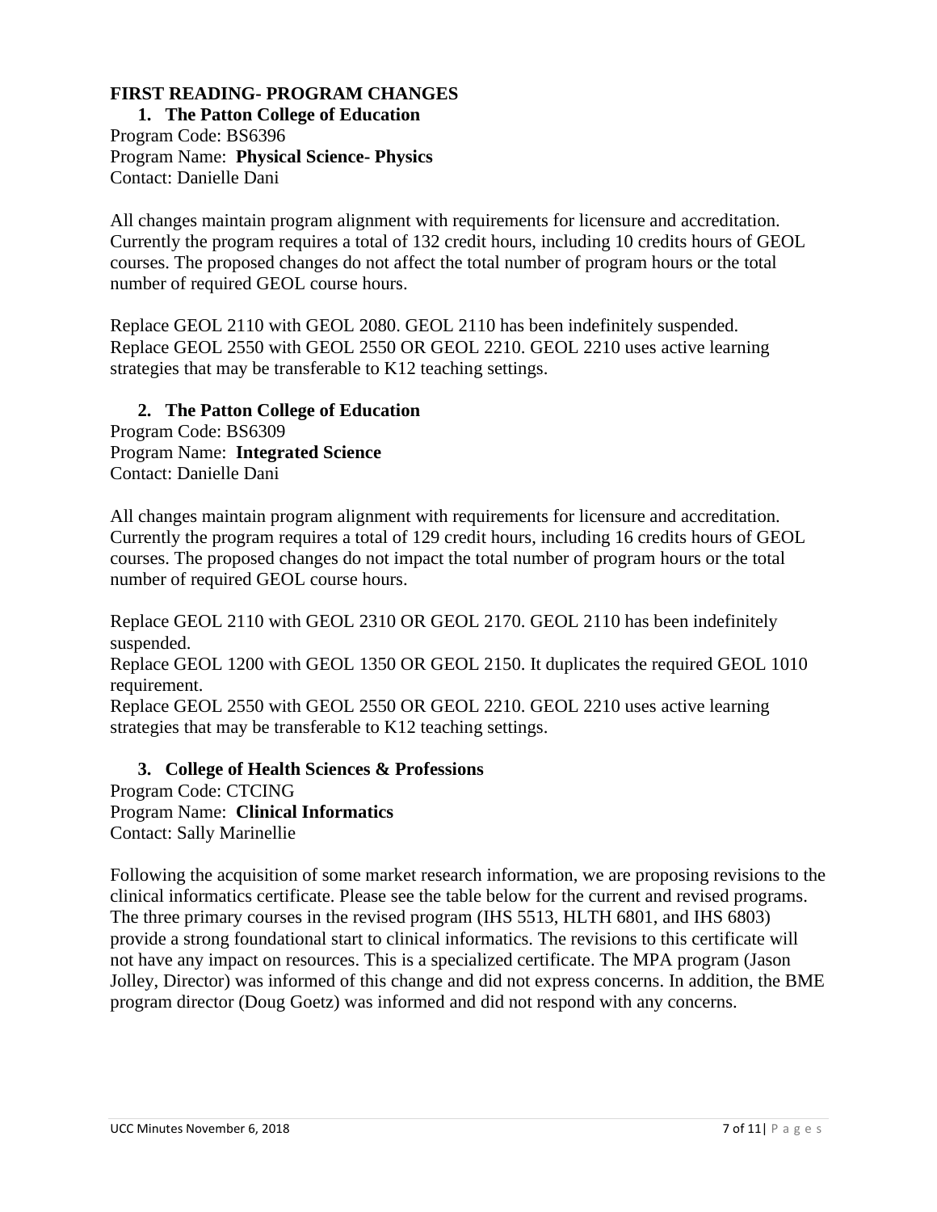**FIRST READING- PROGRAM CHANGES**

1. **The Patton College of Education**

Program Code: BS6396
Program Name: **Physical Science- Physics**
Contact: Danielle Dani

All changes maintain program alignment with requirements for licensure and accreditation. Currently the program requires a total of 132 credit hours, including 10 credits hours of GEOL courses. The proposed changes do not affect the total number of program hours or the total number of required GEOL course hours.

Replace GEOL 2110 with GEOL 2080. GEOL 2110 has been indefinitely suspended.
Replace GEOL 2550 with GEOL 2550 OR GEOL 2210. GEOL 2210 uses active learning strategies that may be transferable to K12 teaching settings.

2. **The Patton College of Education**

Program Code: BS6309
Program Name: **Integrated Science**
Contact: Danielle Dani

All changes maintain program alignment with requirements for licensure and accreditation. Currently the program requires a total of 129 credit hours, including 16 credits hours of GEOL courses. The proposed changes do not impact the total number of program hours or the total number of required GEOL course hours.

Replace GEOL 2110 with GEOL 2310 OR GEOL 2170. GEOL 2110 has been indefinitely suspended.
Replace GEOL 1200 with GEOL 1350 OR GEOL 2150. It duplicates the required GEOL 1010 requirement.
Replace GEOL 2550 with GEOL 2550 OR GEOL 2210. GEOL 2210 uses active learning strategies that may be transferable to K12 teaching settings.

3. **College of Health Sciences & Professions**

Program Code: CTCING
Program Name: **Clinical Informatics**
Contact: Sally Marinellie

Following the acquisition of some market research information, we are proposing revisions to the clinical informatics certificate. Please see the table below for the current and revised programs. The three primary courses in the revised program (IHS 5513, HLTH 6801, and IHS 6803) provide a strong foundational start to clinical informatics. The revisions to this certificate will not have any impact on resources. This is a specialized certificate. The MPA program (Jason Jolley, Director) was informed of this change and did not express concerns. In addition, the BME program director (Doug Goetz) was informed and did not respond with any concerns.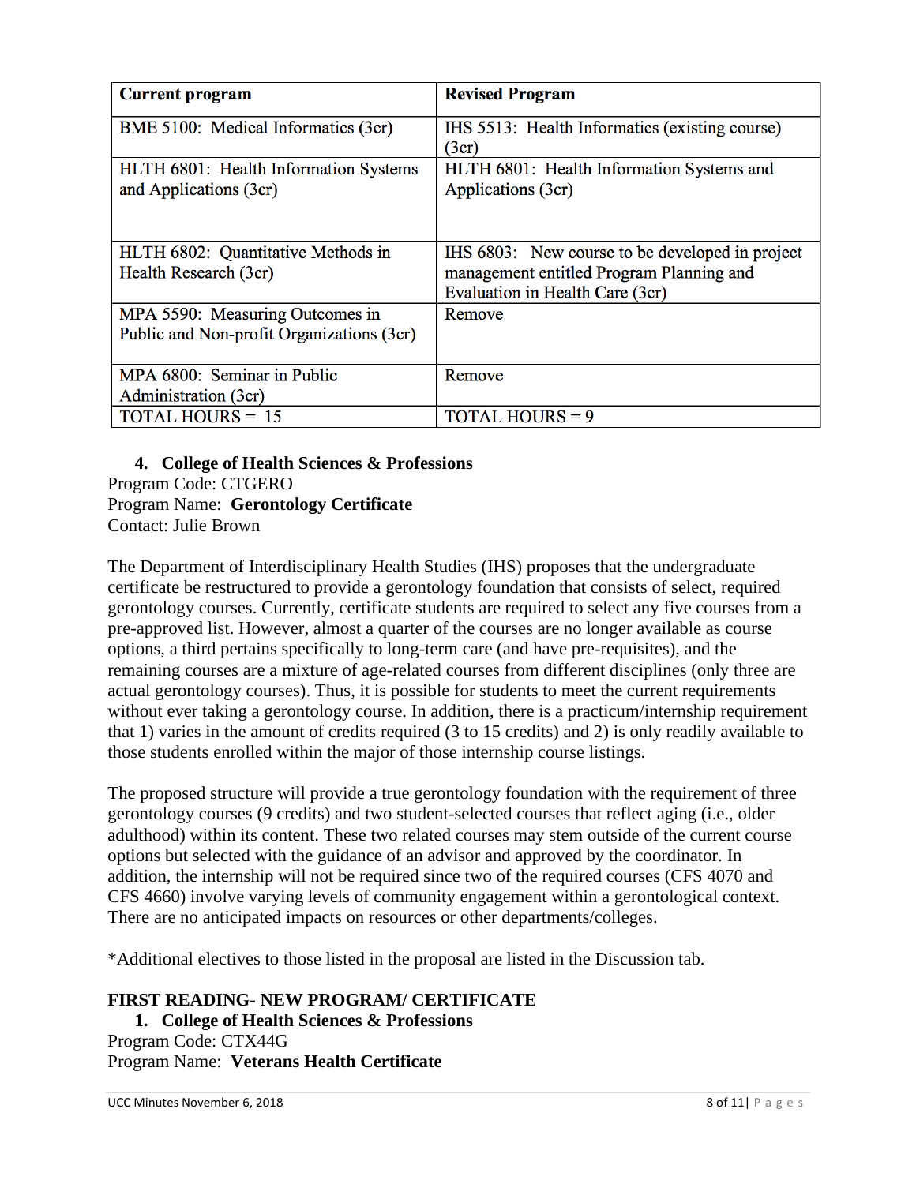| Current program | Revised Program |
|---|---|
| BME 5100: Medical Informatics (3cr) | IHS 5513: Health Informatics (existing course) (3cr) |
| HLTH 6801: Health Information Systems and Applications (3cr) | HLTH 6801: Health Information Systems and Applications (3cr) |
| HLTH 6802: Quantitative Methods in Health Research (3cr) | IHS 6803: New course to be developed in project management entitled Program Planning and Evaluation in Health Care (3cr) |
| MPA 5590: Measuring Outcomes in Public and Non-profit Organizations (3cr) | Remove |
| MPA 6800: Seminar in Public Administration (3cr) | Remove |
| TOTAL HOURS = 15 | TOTAL HOURS = 9 |

4. **College of Health Sciences & Professions**

Program Code: CTGERO
Program Name: **Gerontology Certificate**
Contact: Julie Brown

The Department of Interdisciplinary Health Studies (IHS) proposes that the undergraduate certificate be restructured to provide a gerontology foundation that consists of select, required gerontology courses. Currently, certificate students are required to select any five courses from a pre-approved list. However, almost a quarter of the courses are no longer available as course options, a third pertains specifically to long-term care (and have pre-requisites), and the remaining courses are a mixture of age-related courses from different disciplines (only three are actual gerontology courses). Thus, it is possible for students to meet the current requirements without ever taking a gerontology course. In addition, there is a practicum/internship requirement that 1) varies in the amount of credits required (3 to 15 credits) and 2) is only readily available to those students enrolled within the major of those internship course listings.

The proposed structure will provide a true gerontology foundation with the requirement of three gerontology courses (9 credits) and two student-selected courses that reflect aging (i.e., older adulthood) within its content. These two related courses may stem outside of the current course options but selected with the guidance of an advisor and approved by the coordinator. In addition, the internship will not be required since two of the required courses (CFS 4070 and CFS 4660) involve varying levels of community engagement within a gerontological context. There are no anticipated impacts on resources or other departments/colleges.

*Additional electives to those listed in the proposal are listed in the Discussion tab.

**FIRST READING- NEW PROGRAM/ CERTIFICATE**

1. **College of Health Sciences & Professions**

Program Code: CTX44G
Program Name: **Veterans Health Certificate**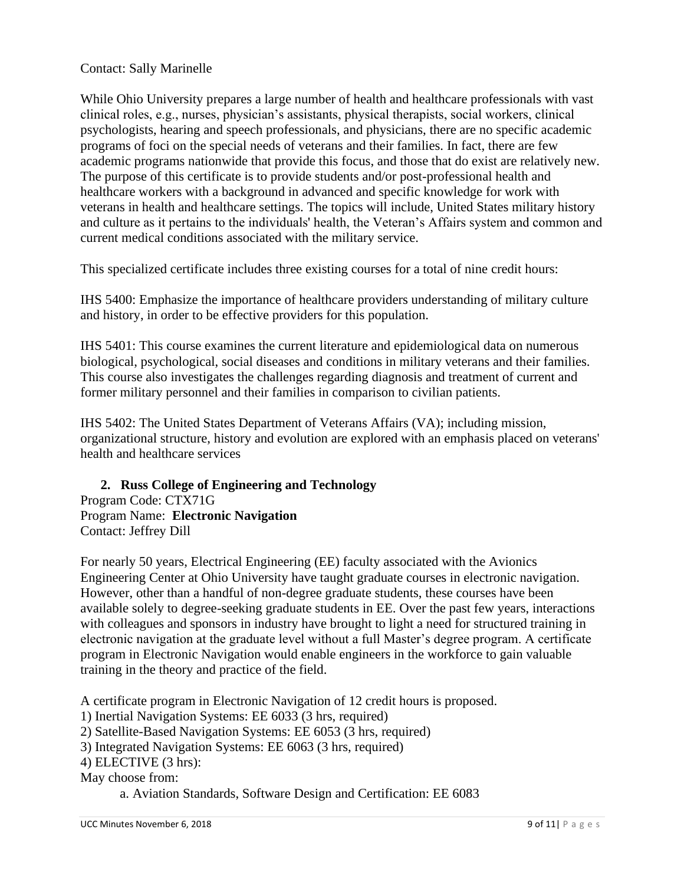Contact: Sally Marinelle

While Ohio University prepares a large number of health and healthcare professionals with vast clinical roles, e.g., nurses, physician's assistants, physical therapists, social workers, clinical psychologists, hearing and speech professionals, and physicians, there are no specific academic programs of foci on the special needs of veterans and their families. In fact, there are few academic programs nationwide that provide this focus, and those that do exist are relatively new. The purpose of this certificate is to provide students and/or post-professional health and healthcare workers with a background in advanced and specific knowledge for work with veterans in health and healthcare settings. The topics will include, United States military history and culture as it pertains to the individuals' health, the Veteran's Affairs system and common and current medical conditions associated with the military service.

This specialized certificate includes three existing courses for a total of nine credit hours:

IHS 5400: Emphasize the importance of healthcare providers understanding of military culture and history, in order to be effective providers for this population.

IHS 5401: This course examines the current literature and epidemiological data on numerous biological, psychological, social diseases and conditions in military veterans and their families. This course also investigates the challenges regarding diagnosis and treatment of current and former military personnel and their families in comparison to civilian patients.

IHS 5402: The United States Department of Veterans Affairs (VA); including mission, organizational structure, history and evolution are explored with an emphasis placed on veterans' health and healthcare services

2. **Russ College of Engineering and Technology**

Program Code: CTX71G
Program Name: **Electronic Navigation**
Contact: Jeffrey Dill

For nearly 50 years, Electrical Engineering (EE) faculty associated with the Avionics Engineering Center at Ohio University have taught graduate courses in electronic navigation. However, other than a handful of non-degree graduate students, these courses have been available solely to degree-seeking graduate students in EE. Over the past few years, interactions with colleagues and sponsors in industry have brought to light a need for structured training in electronic navigation at the graduate level without a full Master's degree program. A certificate program in Electronic Navigation would enable engineers in the workforce to gain valuable training in the theory and practice of the field.

A certificate program in Electronic Navigation of 12 credit hours is proposed.
1) Inertial Navigation Systems: EE 6033 (3 hrs, required)
2) Satellite-Based Navigation Systems: EE 6053 (3 hrs, required)
3) Integrated Navigation Systems: EE 6063 (3 hrs, required)
4) ELECTIVE (3 hrs):
May choose from:
   a. Aviation Standards, Software Design and Certification: EE 6083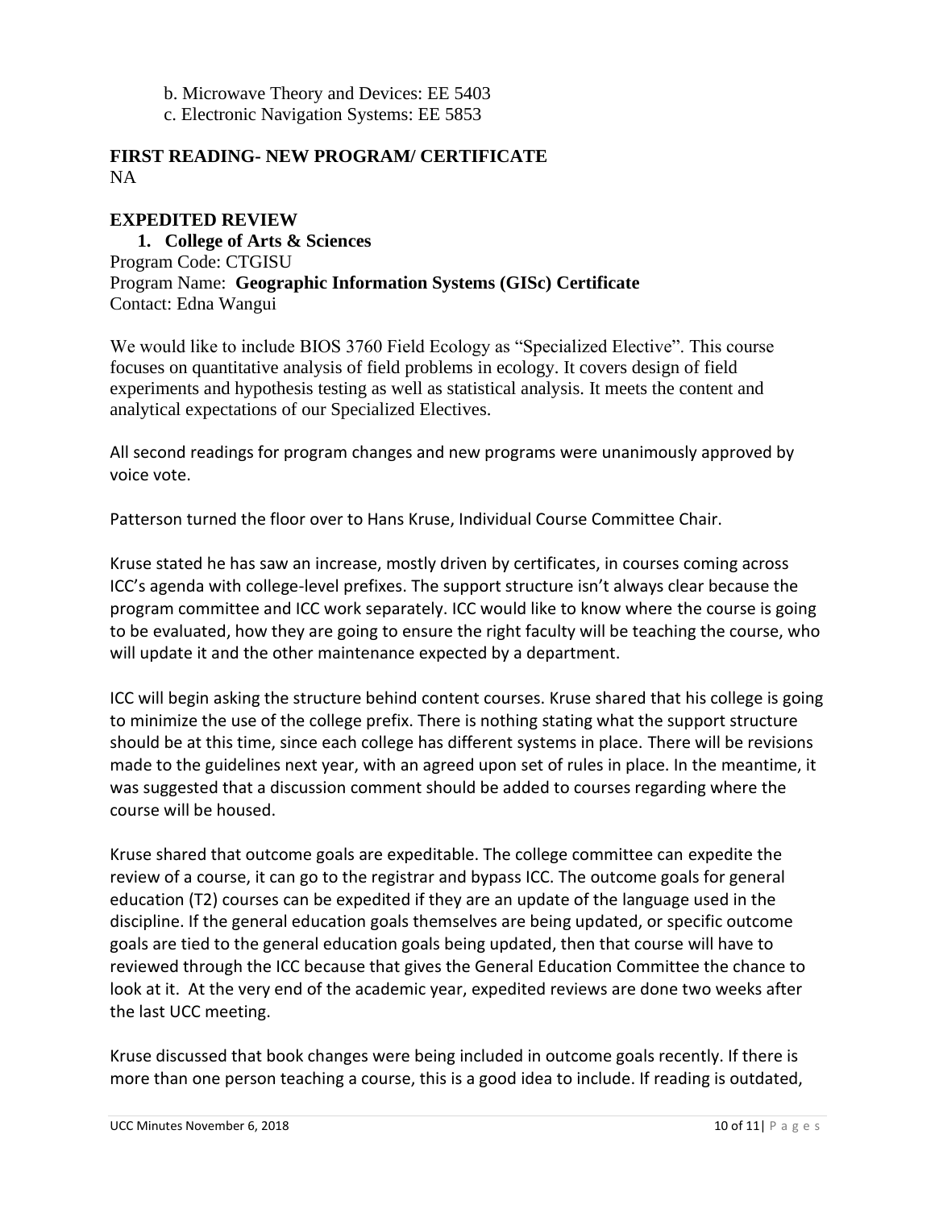b. Microwave Theory and Devices: EE 5403
c. Electronic Navigation Systems: EE 5853

**FIRST READING- NEW PROGRAM/ CERTIFICATE**
NA

**EXPEDITED REVIEW**

1. **College of Arts & Sciences**

Program Code: CTGISU
Program Name: **Geographic Information Systems (GISc) Certificate**
Contact: Edna Wangui

We would like to include BIOS 3760 Field Ecology as "Specialized Elective". This course focuses on quantitative analysis of field problems in ecology. It covers design of field experiments and hypothesis testing as well as statistical analysis. It meets the content and analytical expectations of our Specialized Electives.

All second readings for program changes and new programs were unanimously approved by voice vote.

Patterson turned the floor over to Hans Kruse, Individual Course Committee Chair.

Kruse stated he has saw an increase, mostly driven by certificates, in courses coming across ICC's agenda with college-level prefixes. The support structure isn't always clear because the program committee and ICC work separately. ICC would like to know where the course is going to be evaluated, how they are going to ensure the right faculty will be teaching the course, who will update it and the other maintenance expected by a department.

ICC will begin asking the structure behind content courses. Kruse shared that his college is going to minimize the use of the college prefix. There is nothing stating what the support structure should be at this time, since each college has different systems in place. There will be revisions made to the guidelines next year, with an agreed upon set of rules in place. In the meantime, it was suggested that a discussion comment should be added to courses regarding where the course will be housed.

Kruse shared that outcome goals are expeditable. The college committee can expedite the review of a course, it can go to the registrar and bypass ICC. The outcome goals for general education (T2) courses can be expedited if they are an update of the language used in the discipline. If the general education goals themselves are being updated, or specific outcome goals are tied to the general education goals being updated, then that course will have to reviewed through the ICC because that gives the General Education Committee the chance to look at it. At the very end of the academic year, expedited reviews are done two weeks after the last UCC meeting.

Kruse discussed that book changes were being included in outcome goals recently. If there is more than one person teaching a course, this is a good idea to include. If reading is outdated,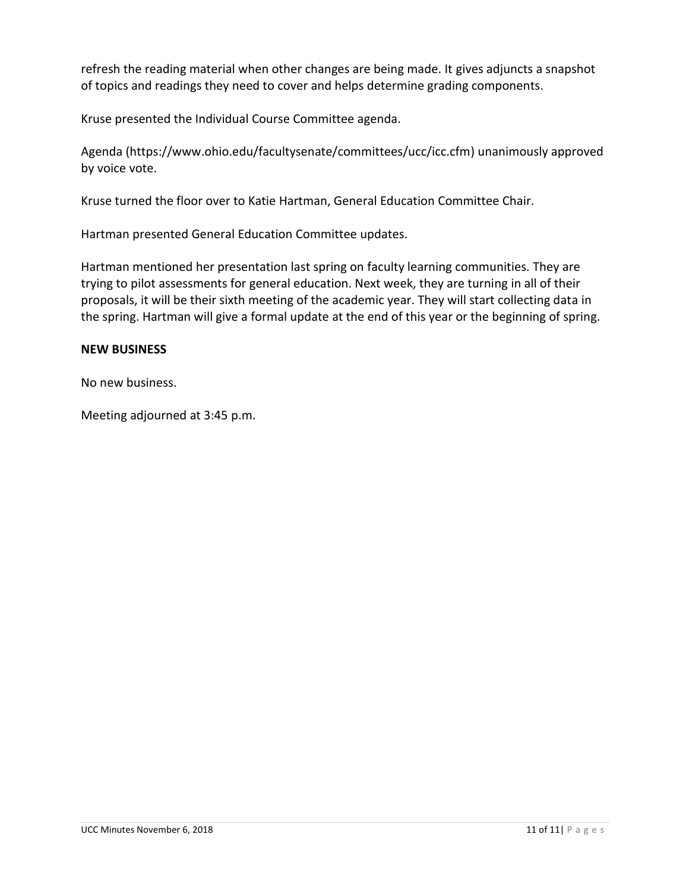refresh the reading material when other changes are being made. It gives adjuncts a snapshot of topics and readings they need to cover and helps determine grading components.

Kruse presented the Individual Course Committee agenda.

Agenda (https://www.ohio.edu/facultysenate/committees/ucc/icc.cfm) unanimously approved by voice vote.

Kruse turned the floor over to Katie Hartman, General Education Committee Chair.

Hartman presented General Education Committee updates.

Hartman mentioned her presentation last spring on faculty learning communities. They are trying to pilot assessments for general education. Next week, they are turning in all of their proposals, it will be their sixth meeting of the academic year. They will start collecting data in the spring. Hartman will give a formal update at the end of this year or the beginning of spring.

**NEW BUSINESS**

No new business.

Meeting adjourned at 3:45 p.m.